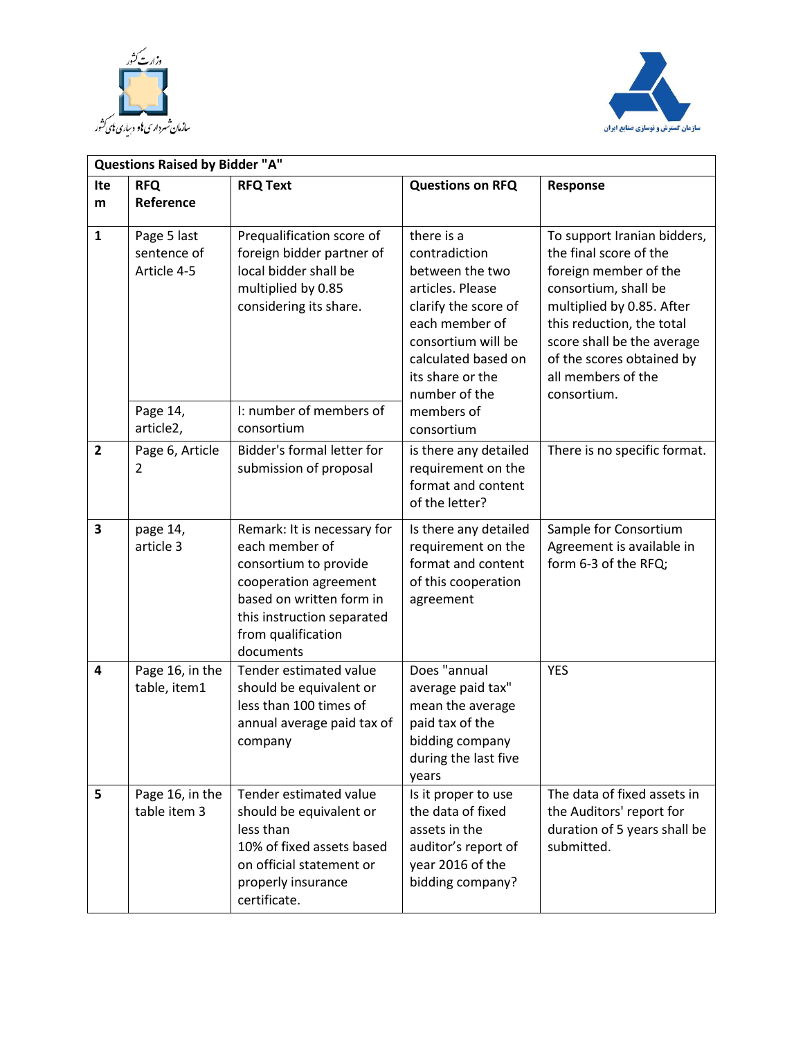| Questions Raised by Bidder "A" | | | | |
|---|---|---|---|---|
| Item | RFQ Reference | RFQ Text | Questions on RFQ | Response |
| 1 | Page 5 last sentence of Article 4-5 | Prequalification score of foreign bidder partner of local bidder shall be multiplied by 0.85 considering its share. | there is a contradiction between the two articles. Please clarify the score of each member of consortium will be calculated based on its share or the number of the members of consortium | To support Iranian bidders, the final score of the foreign member of the consortium, shall be multiplied by 0.85. After this reduction, the total score shall be the average of the scores obtained by all members of the consortium. |
| | Page 14, article2, | I: number of members of consortium | | |
| 2 | Page 6, Article 2 | Bidder's formal letter for submission of proposal | is there any detailed requirement on the format and content of the letter? | There is no specific format. |
| 3 | page 14, article 3 | Remark: It is necessary for each member of consortium to provide cooperation agreement based on written form in this instruction separated from qualification documents | Is there any detailed requirement on the format and content of this cooperation agreement | Sample for Consortium Agreement is available in form 6-3 of the RFQ; |
| 4 | Page 16, in the table, item1 | Tender estimated value should be equivalent or less than 100 times of annual average paid tax of company | Does "annual average paid tax" mean the average paid tax of the bidding company during the last five years | YES |
| 5 | Page 16, in the table item 3 | Tender estimated value should be equivalent or less than 10% of fixed assets based on official statement or properly insurance certificate. | Is it proper to use the data of fixed assets in the auditor's report of year 2016 of the bidding company? | The data of fixed assets in the Auditors' report for duration of 5 years shall be submitted. |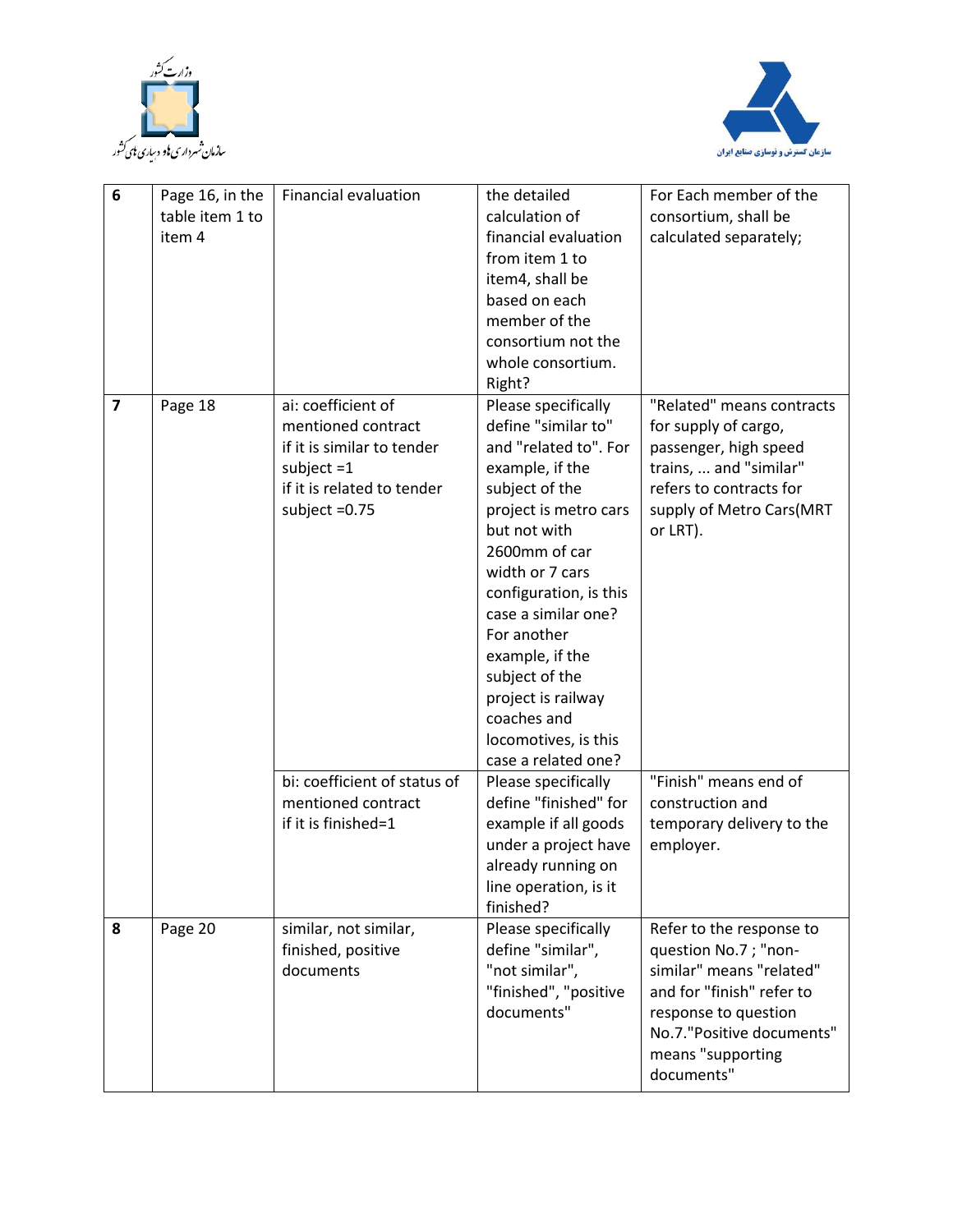| 6 | Page 16, in the table item 1 to item 4 | Financial evaluation | the detailed calculation of financial evaluation from item 1 to item4, shall be based on each member of the consortium not the whole consortium. Right? | For Each member of the consortium, shall be calculated separately; |
|---|---|---|---|---|
| 7 | Page 18 | ai: coefficient of mentioned contract<br>if it is similar to tender subject =1<br>if it is related to tender subject =0.75 | Please specifically define "similar to" and "related to". For example, if the subject of the project is metro cars but not with 2600mm of car width or 7 cars configuration, is this case a similar one? For another example, if the subject of the project is railway coaches and locomotives, is this case a related one? | "Related" means contracts for supply of cargo, passenger, high speed trains, ... and "similar" refers to contracts for supply of Metro Cars(MRT or LRT). |
| | | bi: coefficient of status of mentioned contract<br>if it is finished=1 | Please specifically define "finished" for example if all goods under a project have already running on line operation, is it finished? | "Finish" means end of construction and temporary delivery to the employer. |
| 8 | Page 20 | similar, not similar, finished, positive documents | Please specifically define "similar", "not similar", "finished", "positive documents" | Refer to the response to question No.7 ; "non-similar" means "related" and for "finish" refer to response to question No.7."Positive documents" means "supporting documents" |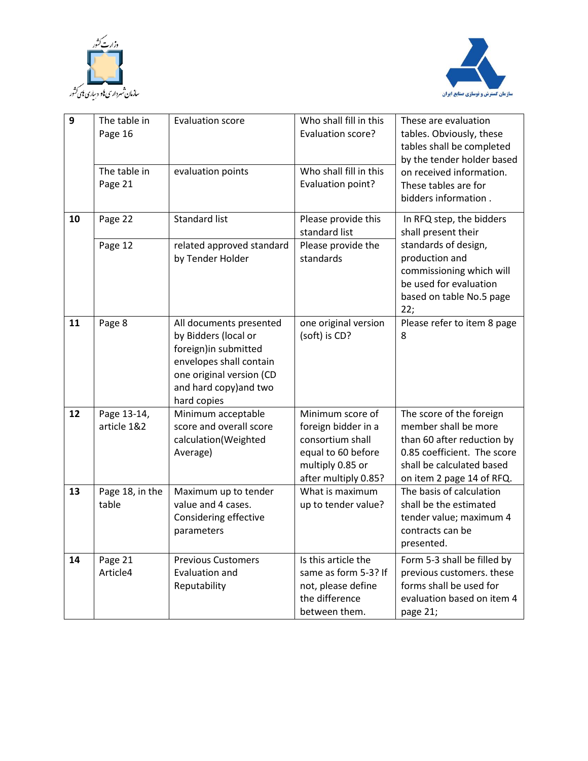| 9 | The table in Page 16 | Evaluation score | Who shall fill in this Evaluation score? | These are evaluation tables. Obviously, these tables shall be completed by the tender holder based on received information. These tables are for bidders information . |
|---|---|---|---|---|
| | The table in Page 21 | evaluation points | Who shall fill in this Evaluation point? | |
| 10 | Page 22 | Standard list | Please provide this standard list | In RFQ step, the bidders shall present their standards of design, production and commissioning which will be used for evaluation based on table No.5 page 22; |
| | Page 12 | related approved standard by Tender Holder | Please provide the standards | |
| 11 | Page 8 | All documents presented by Bidders (local or foreign)in submitted envelopes shall contain one original version (CD and hard copy)and two hard copies | one original version (soft) is CD? | Please refer to item 8 page 8 |
| 12 | Page 13-14, article 1&2 | Minimum acceptable score and overall score calculation(Weighted Average) | Minimum score of foreign bidder in a consortium shall equal to 60 before multiply 0.85 or after multiply 0.85? | The score of the foreign member shall be more than 60 after reduction by 0.85 coefficient. The score shall be calculated based on item 2 page 14 of RFQ. |
| 13 | Page 18, in the table | Maximum up to tender value and 4 cases. Considering effective parameters | What is maximum up to tender value? | The basis of calculation shall be the estimated tender value; maximum 4 contracts can be presented. |
| 14 | Page 21 Article4 | Previous Customers Evaluation and Reputability | Is this article the same as form 5-3? If not, please define the difference between them. | Form 5-3 shall be filled by previous customers. these forms shall be used for evaluation based on item 4 page 21; |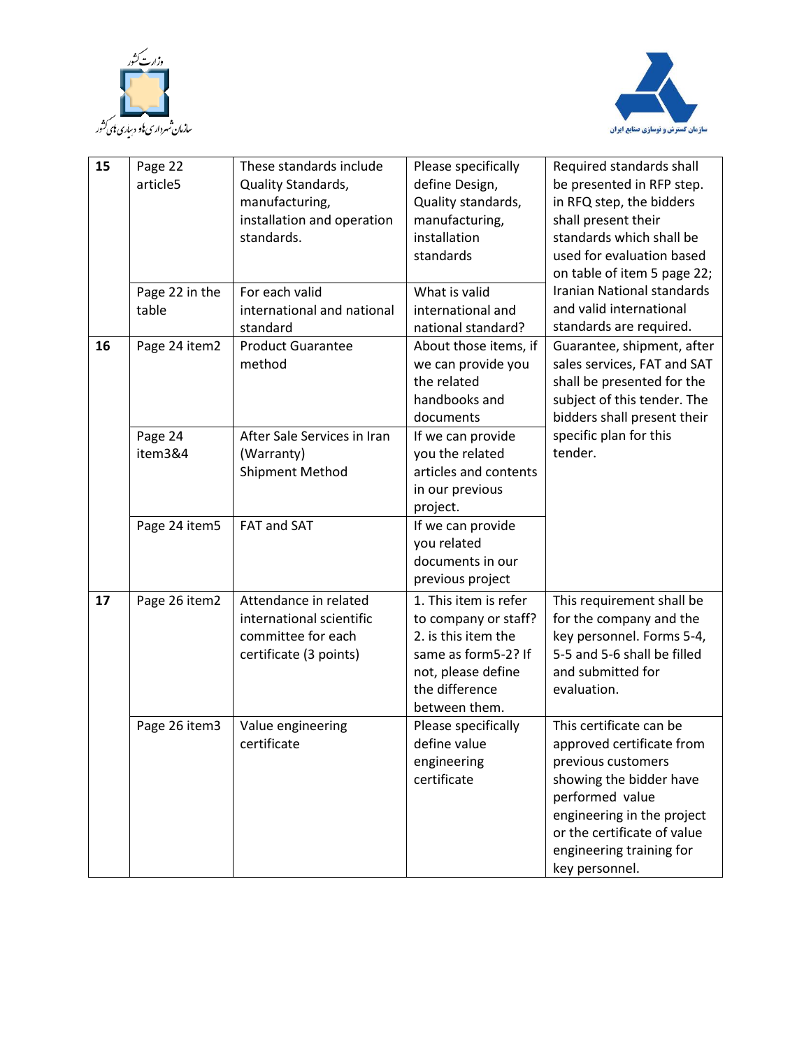| 15 | Page 22 article5 | These standards include Quality Standards, manufacturing, installation and operation standards. | Please specifically define Design, Quality standards, manufacturing, installation standards | Required standards shall be presented in RFP step. in RFQ step, the bidders shall present their standards which shall be used for evaluation based on table of item 5 page 22; Iranian National standards and valid international standards are required. |
|---|---|---|---|---|
| | Page 22 in the table | For each valid international and national standard | What is valid international and national standard? | |
| 16 | Page 24 item2 | Product Guarantee method | About those items, if we can provide you the related handbooks and documents | Guarantee, shipment, after sales services, FAT and SAT shall be presented for the subject of this tender. The bidders shall present their specific plan for this tender. |
| | Page 24 item3&4 | After Sale Services in Iran (Warranty) Shipment Method | If we can provide you the related articles and contents in our previous project. | |
| | Page 24 item5 | FAT and SAT | If we can provide you related documents in our previous project | |
| 17 | Page 26 item2 | Attendance in related international scientific committee for each certificate (3 points) | 1. This item is refer to company or staff? 2. is this item the same as form5-2? If not, please define the difference between them. | This requirement shall be for the company and the key personnel. Forms 5-4, 5-5 and 5-6 shall be filled and submitted for evaluation. |
| | Page 26 item3 | Value engineering certificate | Please specifically define value engineering certificate | This certificate can be approved certificate from previous customers showing the bidder have performed value engineering in the project or the certificate of value engineering training for key personnel. |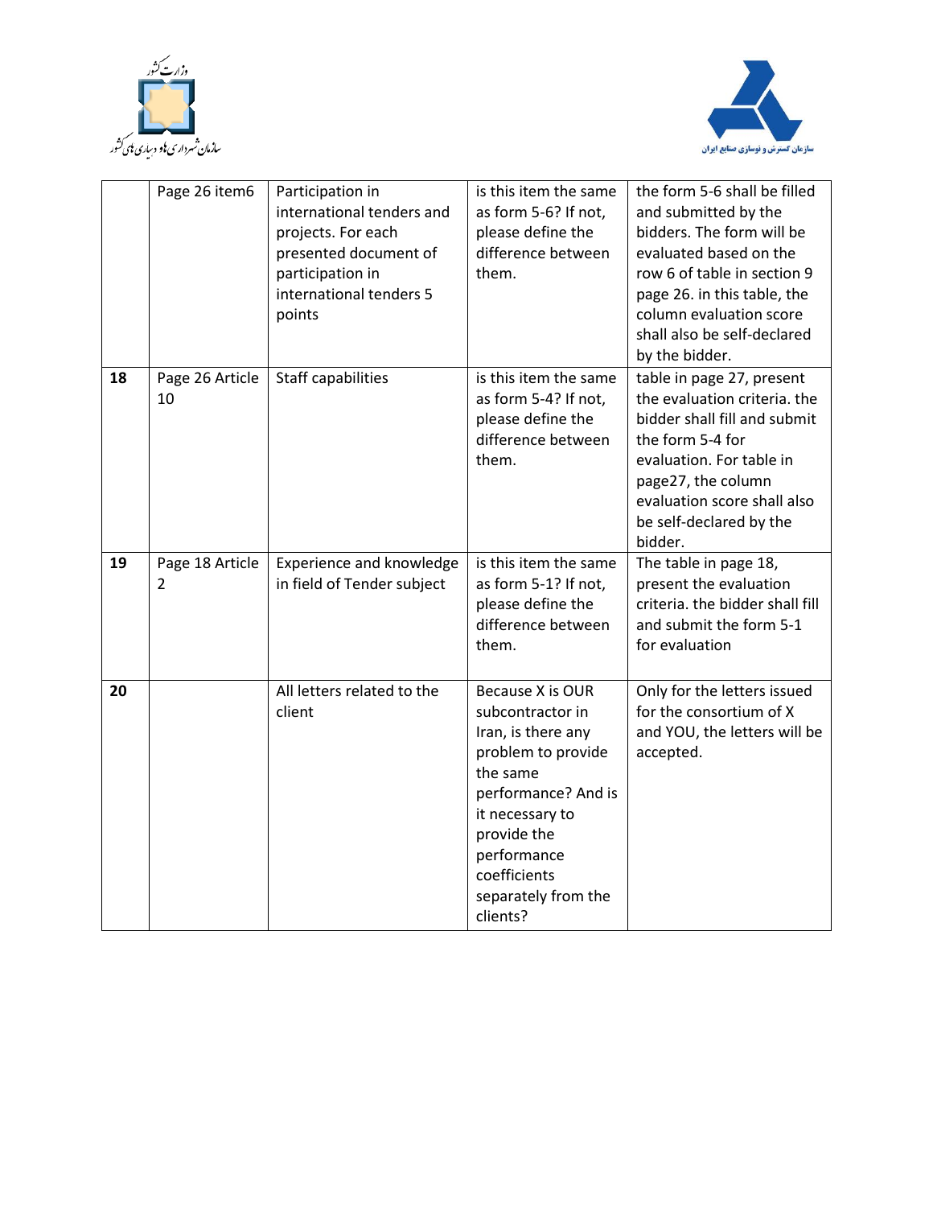|  | Page 26 item6 | Participation in international tenders and projects. For each presented document of participation in international tenders 5 points | is this item the same as form 5-6? If not, please define the difference between them. | the form 5-6 shall be filled and submitted by the bidders. The form will be evaluated based on the row 6 of table in section 9 page 26. in this table, the column evaluation score shall also be self-declared by the bidder. |
|---|---|---|---|---|
| **18** | Page 26 Article 10 | Staff capabilities | is this item the same as form 5-4? If not, please define the difference between them. | table in page 27, present the evaluation criteria. the bidder shall fill and submit the form 5-4 for evaluation. For table in page27, the column evaluation score shall also be self-declared by the bidder. |
| **19** | Page 18 Article 2 | Experience and knowledge in field of Tender subject | is this item the same as form 5-1? If not, please define the difference between them. | The table in page 18, present the evaluation criteria. the bidder shall fill and submit the form 5-1 for evaluation |
| **20** |  | All letters related to the client | Because X is OUR subcontractor in Iran, is there any problem to provide the same performance? And is it necessary to provide the performance coefficients separately from the clients? | Only for the letters issued for the consortium of X and YOU, the letters will be accepted. |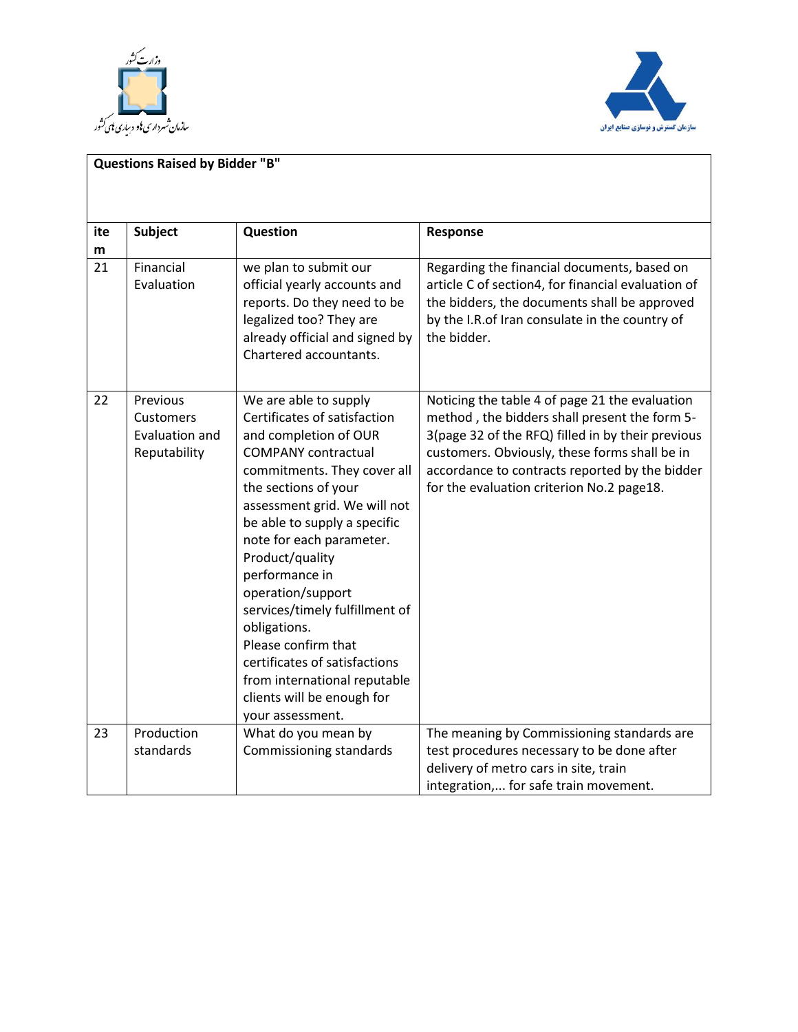**Questions Raised by Bidder "B"**

| item | Subject | Question | Response |
|---|---|---|---|
| 21 | Financial Evaluation | we plan to submit our official yearly accounts and reports. Do they need to be legalized too? They are already official and signed by Chartered accountants. | Regarding the financial documents, based on article C of section4, for financial evaluation of the bidders, the documents shall be approved by the I.R.of Iran consulate in the country of the bidder. |
| 22 | Previous Customers Evaluation and Reputability | We are able to supply Certificates of satisfaction and completion of OUR COMPANY contractual commitments. They cover all the sections of your assessment grid. We will not be able to supply a specific note for each parameter. Product/quality performance in operation/support services/timely fulfillment of obligations. Please confirm that certificates of satisfactions from international reputable clients will be enough for your assessment. | Noticing the table 4 of page 21 the evaluation method , the bidders shall present the form 5-3(page 32 of the RFQ) filled in by their previous customers. Obviously, these forms shall be in accordance to contracts reported by the bidder for the evaluation criterion No.2 page18. |
| 23 | Production standards | What do you mean by Commissioning standards | The meaning by Commissioning standards are test procedures necessary to be done after delivery of metro cars in site, train integration,... for safe train movement. |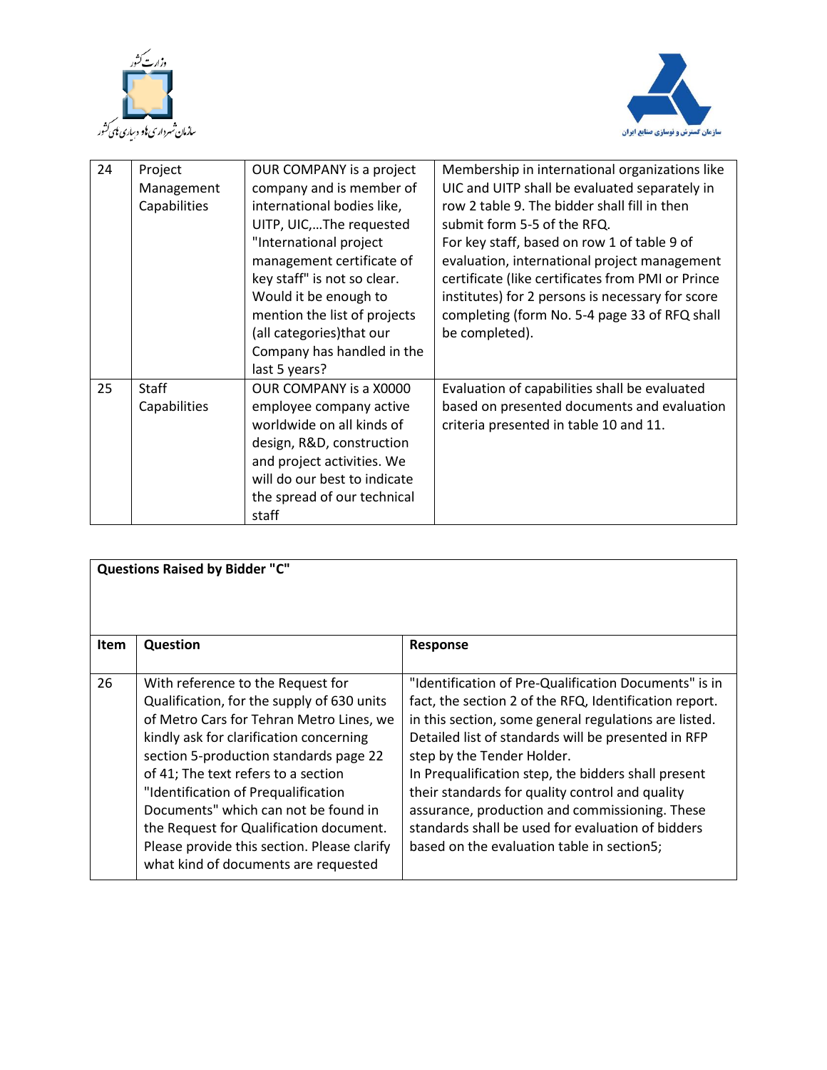| 24 | Project Management Capabilities | OUR COMPANY is a project company and is member of international bodies like, UITP, UIC,...The requested "International project management certificate of key staff" is not so clear. Would it be enough to mention the list of projects (all categories)that our Company has handled in the last 5 years? | Membership in international organizations like UIC and UITP shall be evaluated separately in row 2 table 9. The bidder shall fill in then submit form 5-5 of the RFQ. For key staff, based on row 1 of table 9 of evaluation, international project management certificate (like certificates from PMI or Prince institutes) for 2 persons is necessary for score completing (form No. 5-4 page 33 of RFQ shall be completed). |
|---|---|---|---|
| 25 | Staff Capabilities | OUR COMPANY is a X0000 employee company active worldwide on all kinds of design, R&D, construction and project activities. We will do our best to indicate the spread of our technical staff | Evaluation of capabilities shall be evaluated based on presented documents and evaluation criteria presented in table 10 and 11. |

**Questions Raised by Bidder "C"**

| Item | Question | Response |
|---|---|---|
| 26 | With reference to the Request for Qualification, for the supply of 630 units of Metro Cars for Tehran Metro Lines, we kindly ask for clarification concerning section 5-production standards page 22 of 41; The text refers to a section "Identification of Prequalification Documents" which can not be found in the Request for Qualification document. Please provide this section. Please clarify what kind of documents are requested | "Identification of Pre-Qualification Documents" is in fact, the section 2 of the RFQ, Identification report. in this section, some general regulations are listed. Detailed list of standards will be presented in RFP step by the Tender Holder. In Prequalification step, the bidders shall present their standards for quality control and quality assurance, production and commissioning. These standards shall be used for evaluation of bidders based on the evaluation table in section5; |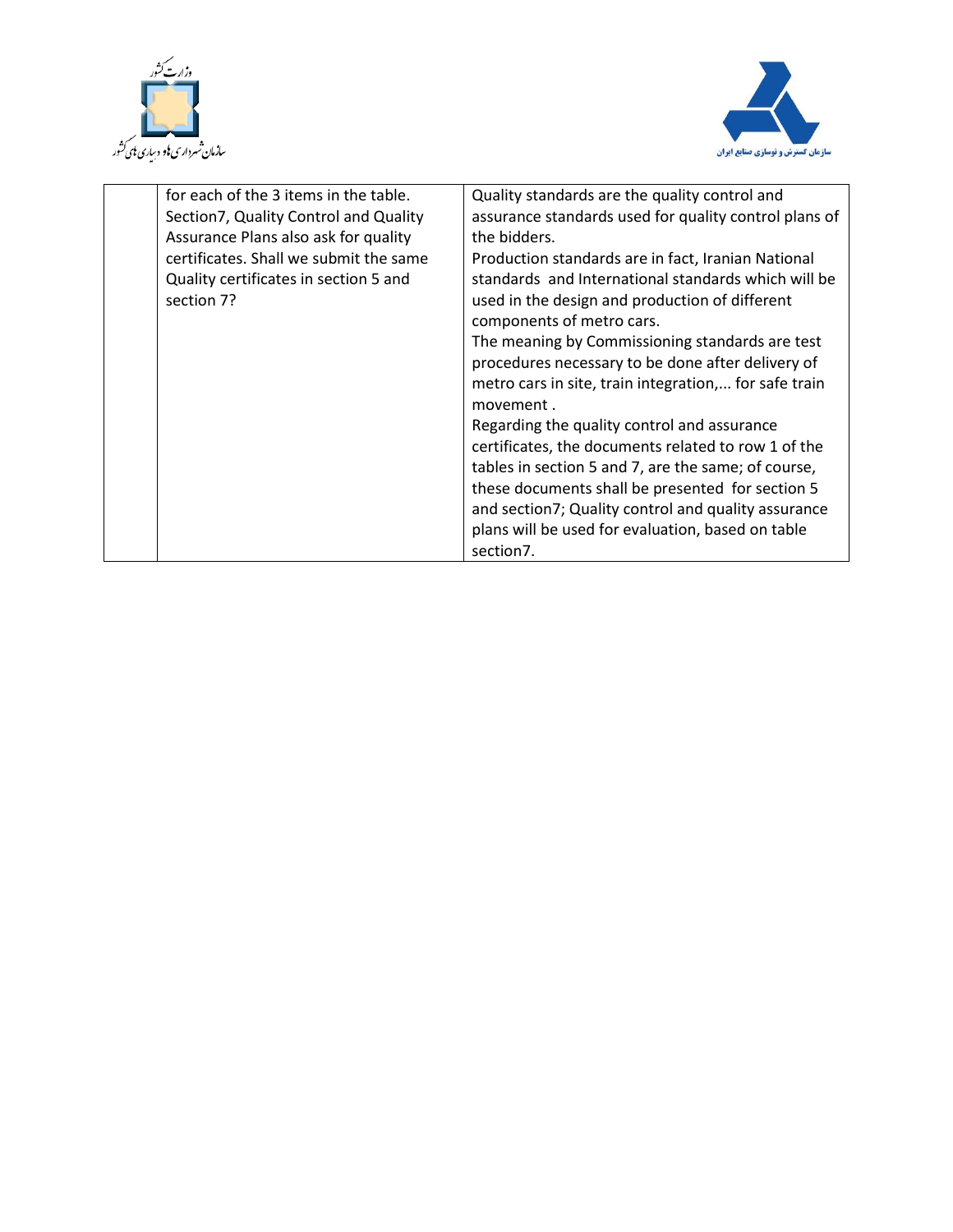| | | |
|---|---|---|
| | for each of the 3 items in the table. Section7, Quality Control and Quality Assurance Plans also ask for quality certificates. Shall we submit the same Quality certificates in section 5 and section 7? | Quality standards are the quality control and assurance standards used for quality control plans of the bidders.<br>Production standards are in fact, Iranian National standards and International standards which will be used in the design and production of different components of metro cars.<br>The meaning by Commissioning standards are test procedures necessary to be done after delivery of metro cars in site, train integration,... for safe train movement .<br>Regarding the quality control and assurance certificates, the documents related to row 1 of the tables in section 5 and 7, are the same; of course, these documents shall be presented for section 5 and section7; Quality control and quality assurance plans will be used for evaluation, based on table section7. |